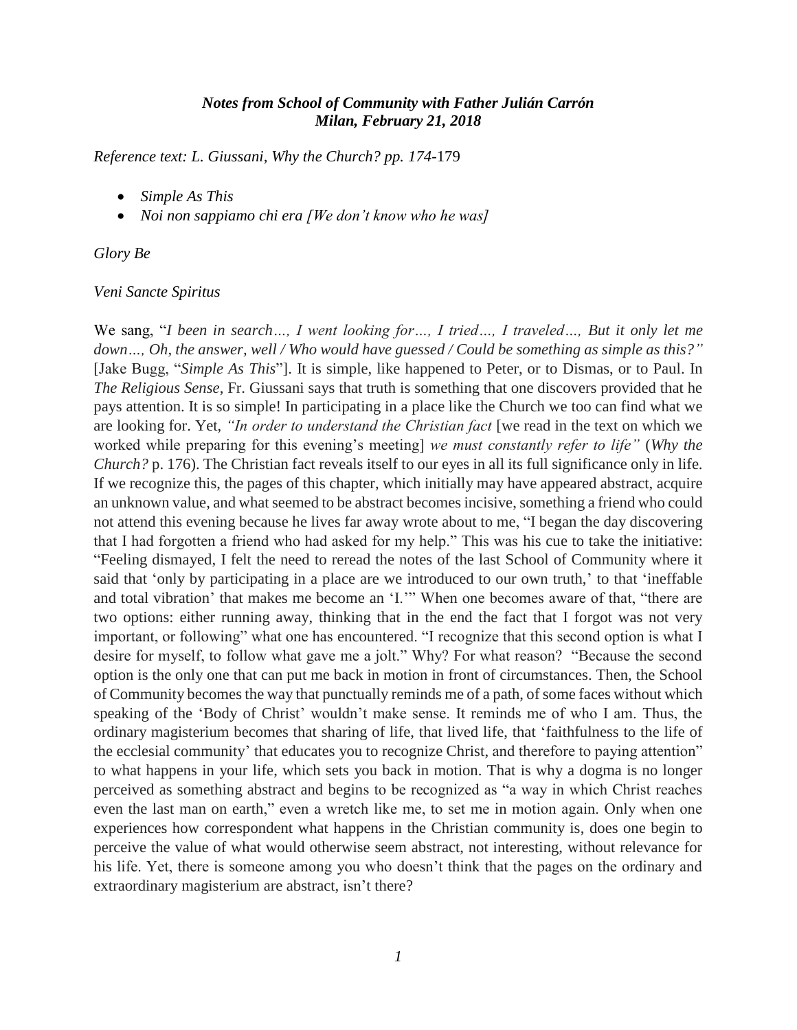***Notes from School of Community with Father Julián Carrón***
***Milan, February 21, 2018***

*Reference text: L. Giussani, Why the Church? pp. 174*-179

- *Simple As This*
- *Noi non sappiamo chi era [We don't know who he was]*

*Glory Be*

*Veni Sancte Spiritus*

We sang, "*I been in search…, I went looking for…, I tried…, I traveled…, But it only let me down…, Oh, the answer, well / Who would have guessed / Could be something as simple as this?"* [Jake Bugg, "*Simple As This*"]. It is simple, like happened to Peter, or to Dismas, or to Paul. In *The Religious Sense*, Fr. Giussani says that truth is something that one discovers provided that he pays attention. It is so simple! In participating in a place like the Church we too can find what we are looking for. Yet, *"In order to understand the Christian fact* [we read in the text on which we worked while preparing for this evening's meeting] *we must constantly refer to life"* (*Why the Church?* p. 176). The Christian fact reveals itself to our eyes in all its full significance only in life. If we recognize this, the pages of this chapter, which initially may have appeared abstract, acquire an unknown value, and what seemed to be abstract becomes incisive, something a friend who could not attend this evening because he lives far away wrote about to me, "I began the day discovering that I had forgotten a friend who had asked for my help." This was his cue to take the initiative: "Feeling dismayed, I felt the need to reread the notes of the last School of Community where it said that 'only by participating in a place are we introduced to our own truth,' to that 'ineffable and total vibration' that makes me become an 'I.'" When one becomes aware of that, "there are two options: either running away, thinking that in the end the fact that I forgot was not very important, or following" what one has encountered. "I recognize that this second option is what I desire for myself, to follow what gave me a jolt." Why? For what reason? "Because the second option is the only one that can put me back in motion in front of circumstances. Then, the School of Community becomes the way that punctually reminds me of a path, of some faces without which speaking of the 'Body of Christ' wouldn't make sense. It reminds me of who I am. Thus, the ordinary magisterium becomes that sharing of life, that lived life, that 'faithfulness to the life of the ecclesial community' that educates you to recognize Christ, and therefore to paying attention" to what happens in your life, which sets you back in motion. That is why a dogma is no longer perceived as something abstract and begins to be recognized as "a way in which Christ reaches even the last man on earth," even a wretch like me, to set me in motion again. Only when one experiences how correspondent what happens in the Christian community is, does one begin to perceive the value of what would otherwise seem abstract, not interesting, without relevance for his life. Yet, there is someone among you who doesn't think that the pages on the ordinary and extraordinary magisterium are abstract, isn't there?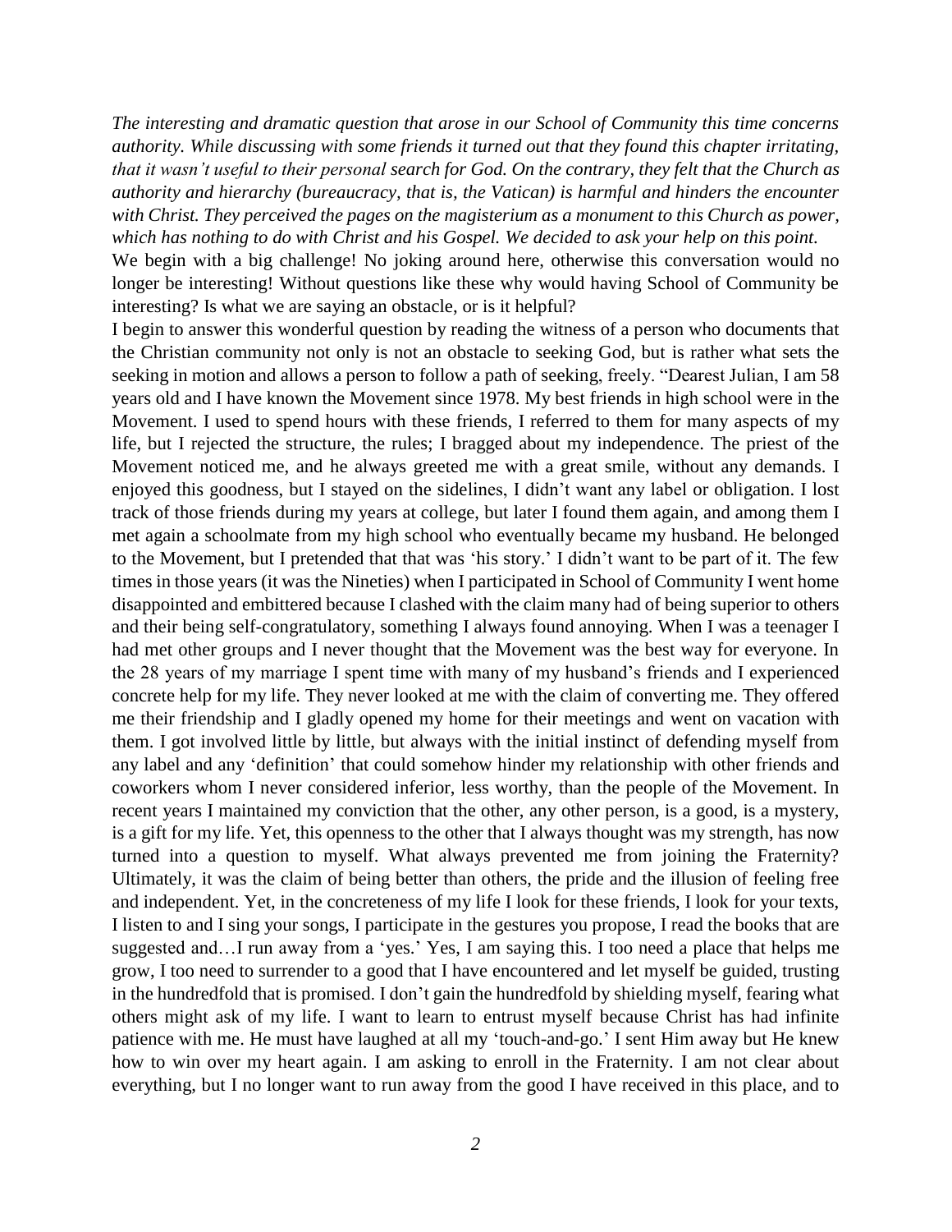*The interesting and dramatic question that arose in our School of Community this time concerns authority. While discussing with some friends it turned out that they found this chapter irritating, that it wasn't useful to their personal search for God. On the contrary, they felt that the Church as authority and hierarchy (bureaucracy, that is, the Vatican) is harmful and hinders the encounter with Christ. They perceived the pages on the magisterium as a monument to this Church as power, which has nothing to do with Christ and his Gospel. We decided to ask your help on this point.*

We begin with a big challenge! No joking around here, otherwise this conversation would no longer be interesting! Without questions like these why would having School of Community be interesting? Is what we are saying an obstacle, or is it helpful?

I begin to answer this wonderful question by reading the witness of a person who documents that the Christian community not only is not an obstacle to seeking God, but is rather what sets the seeking in motion and allows a person to follow a path of seeking, freely. "Dearest Julian, I am 58 years old and I have known the Movement since 1978. My best friends in high school were in the Movement. I used to spend hours with these friends, I referred to them for many aspects of my life, but I rejected the structure, the rules; I bragged about my independence. The priest of the Movement noticed me, and he always greeted me with a great smile, without any demands. I enjoyed this goodness, but I stayed on the sidelines, I didn't want any label or obligation. I lost track of those friends during my years at college, but later I found them again, and among them I met again a schoolmate from my high school who eventually became my husband. He belonged to the Movement, but I pretended that that was 'his story.' I didn't want to be part of it. The few times in those years (it was the Nineties) when I participated in School of Community I went home disappointed and embittered because I clashed with the claim many had of being superior to others and their being self-congratulatory, something I always found annoying. When I was a teenager I had met other groups and I never thought that the Movement was the best way for everyone. In the 28 years of my marriage I spent time with many of my husband's friends and I experienced concrete help for my life. They never looked at me with the claim of converting me. They offered me their friendship and I gladly opened my home for their meetings and went on vacation with them. I got involved little by little, but always with the initial instinct of defending myself from any label and any 'definition' that could somehow hinder my relationship with other friends and coworkers whom I never considered inferior, less worthy, than the people of the Movement. In recent years I maintained my conviction that the other, any other person, is a good, is a mystery, is a gift for my life. Yet, this openness to the other that I always thought was my strength, has now turned into a question to myself. What always prevented me from joining the Fraternity? Ultimately, it was the claim of being better than others, the pride and the illusion of feeling free and independent. Yet, in the concreteness of my life I look for these friends, I look for your texts, I listen to and I sing your songs, I participate in the gestures you propose, I read the books that are suggested and…I run away from a 'yes.' Yes, I am saying this. I too need a place that helps me grow, I too need to surrender to a good that I have encountered and let myself be guided, trusting in the hundredfold that is promised. I don't gain the hundredfold by shielding myself, fearing what others might ask of my life. I want to learn to entrust myself because Christ has had infinite patience with me. He must have laughed at all my 'touch-and-go.' I sent Him away but He knew how to win over my heart again. I am asking to enroll in the Fraternity. I am not clear about everything, but I no longer want to run away from the good I have received in this place, and to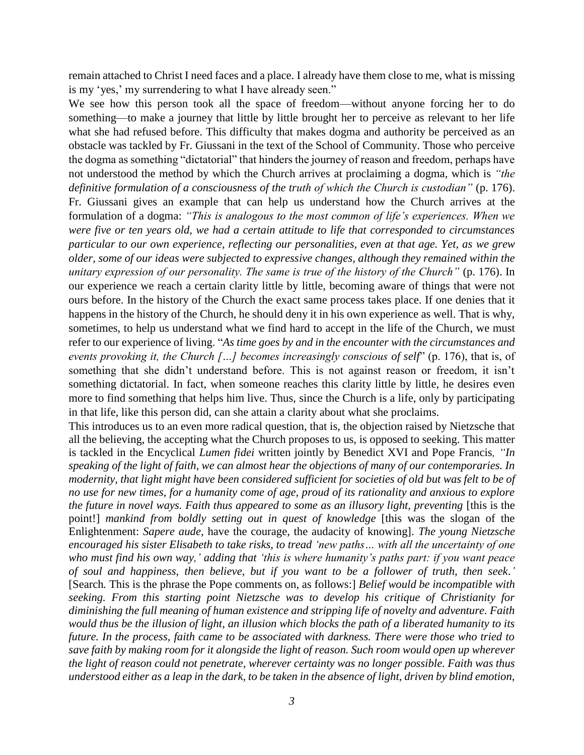remain attached to Christ I need faces and a place. I already have them close to me, what is missing is my 'yes,' my surrendering to what I have already seen."

We see how this person took all the space of freedom—without anyone forcing her to do something—to make a journey that little by little brought her to perceive as relevant to her life what she had refused before. This difficulty that makes dogma and authority be perceived as an obstacle was tackled by Fr. Giussani in the text of the School of Community. Those who perceive the dogma as something "dictatorial" that hinders the journey of reason and freedom, perhaps have not understood the method by which the Church arrives at proclaiming a dogma, which is *"the definitive formulation of a consciousness of the truth of which the Church is custodian"* (p. 176). Fr. Giussani gives an example that can help us understand how the Church arrives at the formulation of a dogma: *"This is analogous to the most common of life's experiences. When we were five or ten years old, we had a certain attitude to life that corresponded to circumstances particular to our own experience, reflecting our personalities, even at that age. Yet, as we grew older, some of our ideas were subjected to expressive changes, although they remained within the unitary expression of our personality. The same is true of the history of the Church"* (p. 176). In our experience we reach a certain clarity little by little, becoming aware of things that were not ours before. In the history of the Church the exact same process takes place. If one denies that it happens in the history of the Church, he should deny it in his own experience as well. That is why, sometimes, to help us understand what we find hard to accept in the life of the Church, we must refer to our experience of living. "*As time goes by and in the encounter with the circumstances and events provoking it, the Church […] becomes increasingly conscious of self*" (p. 176), that is, of something that she didn't understand before. This is not against reason or freedom, it isn't something dictatorial. In fact, when someone reaches this clarity little by little, he desires even more to find something that helps him live. Thus, since the Church is a life, only by participating in that life, like this person did, can she attain a clarity about what she proclaims.

This introduces us to an even more radical question, that is, the objection raised by Nietzsche that all the believing, the accepting what the Church proposes to us, is opposed to seeking. This matter is tackled in the Encyclical *Lumen fidei* written jointly by Benedict XVI and Pope Francis*, "In speaking of the light of faith, we can almost hear the objections of many of our contemporaries. In modernity, that light might have been considered sufficient for societies of old but was felt to be of no use for new times, for a humanity come of age, proud of its rationality and anxious to explore the future in novel ways. Faith thus appeared to some as an illusory light, preventing* [this is the point!] *mankind from boldly setting out in quest of knowledge* [this was the slogan of the Enlightenment: *Sapere aude*, have the courage, the audacity of knowing]. *The young Nietzsche encouraged his sister Elisabeth to take risks, to tread 'new paths… with all the uncertainty of one who must find his own way,' adding that 'this is where humanity's paths part: if you want peace of soul and happiness, then believe, but if you want to be a follower of truth, then seek.'* [Search. This is the phrase the Pope comments on, as follows:] *Belief would be incompatible with seeking. From this starting point Nietzsche was to develop his critique of Christianity for diminishing the full meaning of human existence and stripping life of novelty and adventure. Faith would thus be the illusion of light, an illusion which blocks the path of a liberated humanity to its future. In the process, faith came to be associated with darkness. There were those who tried to save faith by making room for it alongside the light of reason. Such room would open up wherever the light of reason could not penetrate, wherever certainty was no longer possible. Faith was thus understood either as a leap in the dark, to be taken in the absence of light, driven by blind emotion,*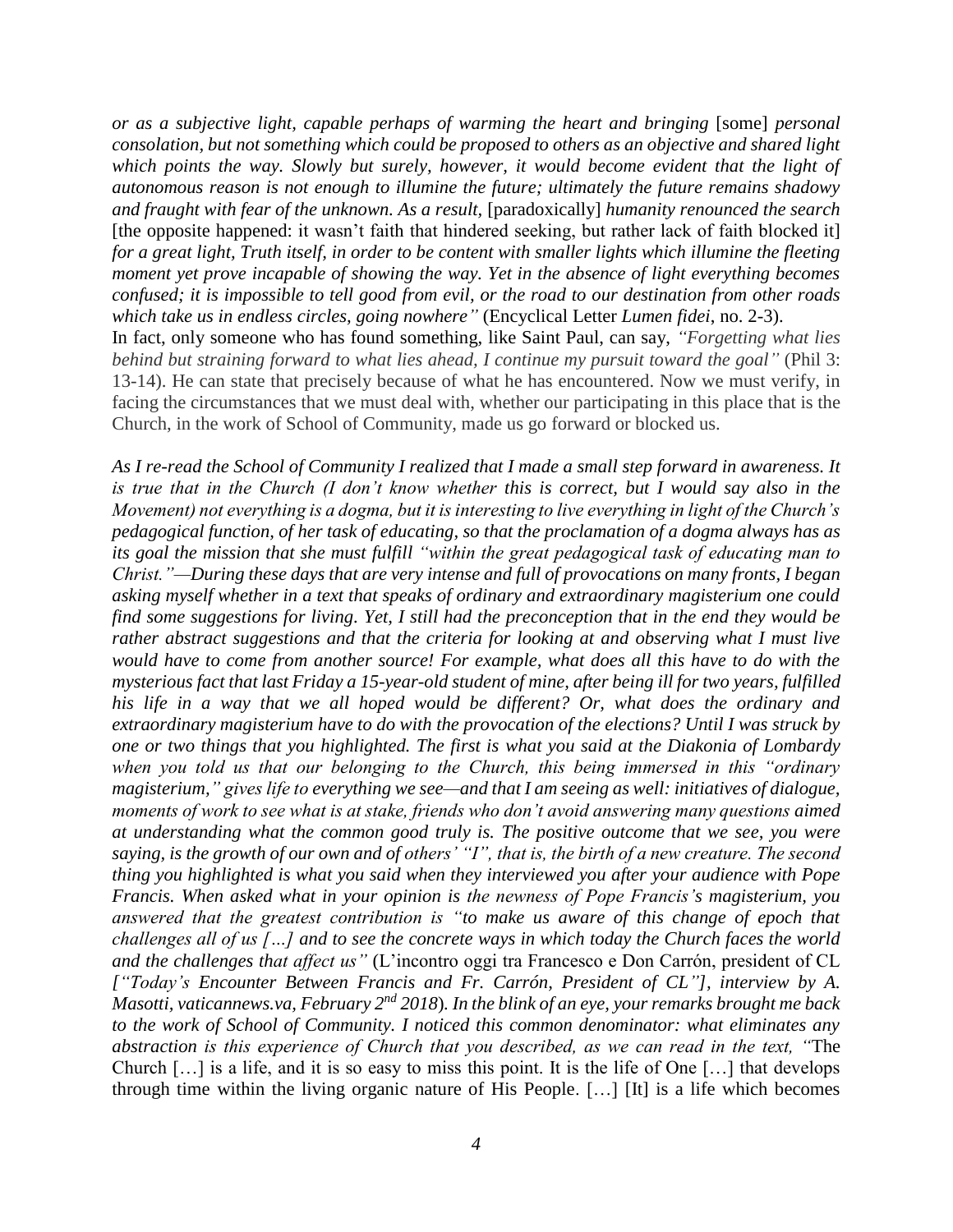*or as a subjective light, capable perhaps of warming the heart and bringing* [some] *personal consolation, but not something which could be proposed to others as an objective and shared light which points the way. Slowly but surely, however, it would become evident that the light of autonomous reason is not enough to illumine the future; ultimately the future remains shadowy and fraught with fear of the unknown. As a result,* [paradoxically] *humanity renounced the search* [the opposite happened: it wasn't faith that hindered seeking, but rather lack of faith blocked it] *for a great light, Truth itself, in order to be content with smaller lights which illumine the fleeting moment yet prove incapable of showing the way. Yet in the absence of light everything becomes confused; it is impossible to tell good from evil, or the road to our destination from other roads which take us in endless circles, going nowhere"* (Encyclical Letter *Lumen fidei*, no. 2-3).

In fact, only someone who has found something, like Saint Paul, can say, *"Forgetting what lies behind but straining forward to what lies ahead, I continue my pursuit toward the goal"* (Phil 3: 13-14). He can state that precisely because of what he has encountered. Now we must verify, in facing the circumstances that we must deal with, whether our participating in this place that is the Church, in the work of School of Community, made us go forward or blocked us.

*As I re-read the School of Community I realized that I made a small step forward in awareness. It is true that in the Church (I don't know whether this is correct, but I would say also in the Movement) not everything is a dogma, but it is interesting to live everything in light of the Church's pedagogical function, of her task of educating, so that the proclamation of a dogma always has as its goal the mission that she must fulfill "within the great pedagogical task of educating man to Christ."—During these days that are very intense and full of provocations on many fronts, I began asking myself whether in a text that speaks of ordinary and extraordinary magisterium one could find some suggestions for living. Yet, I still had the preconception that in the end they would be rather abstract suggestions and that the criteria for looking at and observing what I must live would have to come from another source! For example, what does all this have to do with the mysterious fact that last Friday a 15-year-old student of mine, after being ill for two years, fulfilled his life in a way that we all hoped would be different? Or, what does the ordinary and extraordinary magisterium have to do with the provocation of the elections? Until I was struck by one or two things that you highlighted. The first is what you said at the Diakonia of Lombardy when you told us that our belonging to the Church, this being immersed in this "ordinary magisterium," gives life to everything we see—and that I am seeing as well: initiatives of dialogue, moments of work to see what is at stake, friends who don't avoid answering many questions aimed at understanding what the common good truly is. The positive outcome that we see, you were saying, is the growth of our own and of others' "I", that is, the birth of a new creature. The second thing you highlighted is what you said when they interviewed you after your audience with Pope Francis. When asked what in your opinion is the newness of Pope Francis's magisterium, you answered that the greatest contribution is "to make us aware of this change of epoch that challenges all of us […] and to see the concrete ways in which today the Church faces the world and the challenges that affect us"* (L'incontro oggi tra Francesco e Don Carrón, president of CL *["Today's Encounter Between Francis and Fr. Carrón, President of CL"], interview by A. Masotti, vaticannews.va, February 2nd 2018*). *In the blink of an eye, your remarks brought me back to the work of School of Community. I noticed this common denominator: what eliminates any abstraction is this experience of Church that you described, as we can read in the text, "*The Church […] is a life, and it is so easy to miss this point. It is the life of One […] that develops through time within the living organic nature of His People. […] [It] is a life which becomes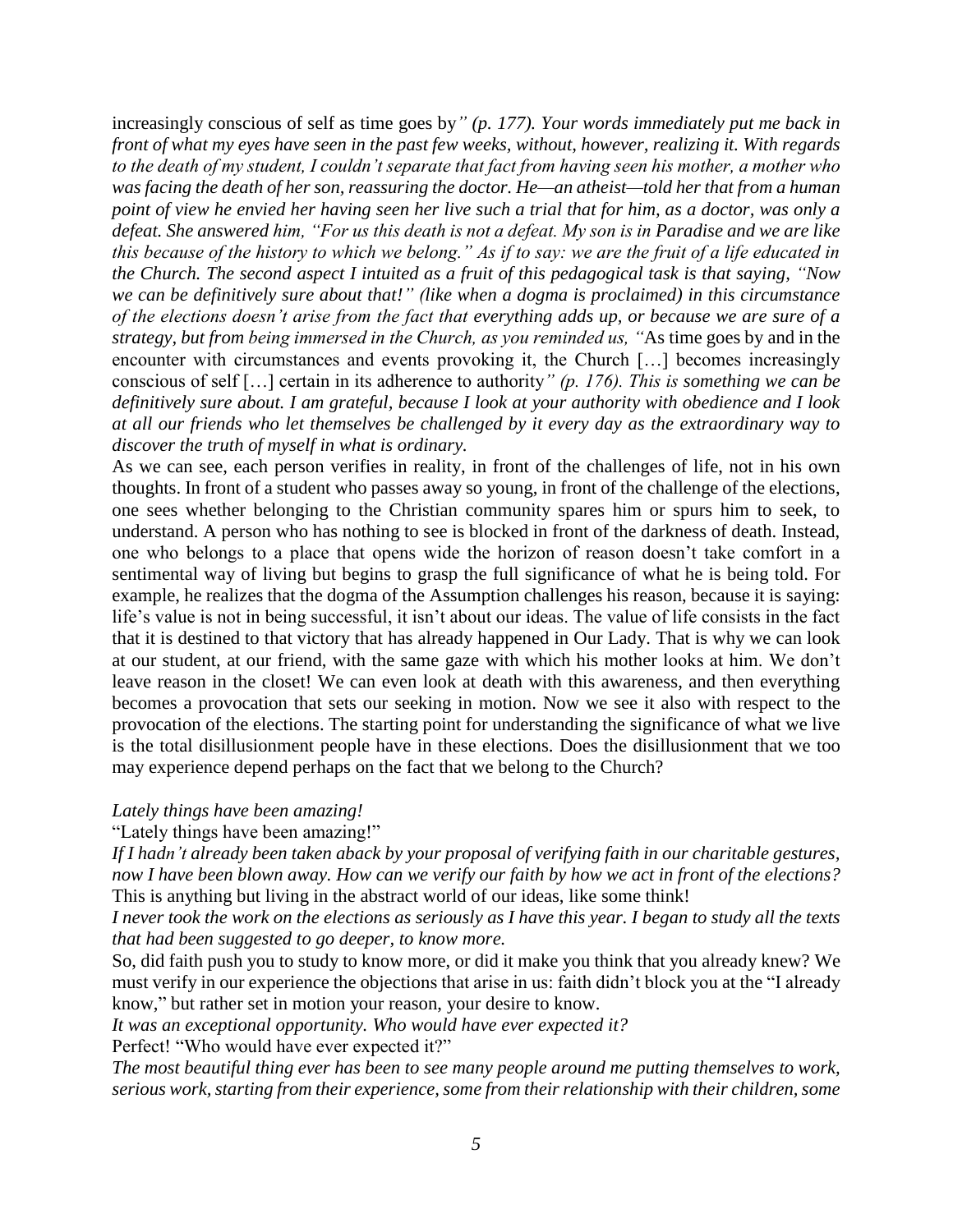increasingly conscious of self as time goes by*" (p. 177). Your words immediately put me back in front of what my eyes have seen in the past few weeks, without, however, realizing it. With regards to the death of my student, I couldn't separate that fact from having seen his mother, a mother who was facing the death of her son, reassuring the doctor. He—an atheist—told her that from a human point of view he envied her having seen her live such a trial that for him, as a doctor, was only a defeat. She answered him, "For us this death is not a defeat. My son is in Paradise and we are like this because of the history to which we belong." As if to say: we are the fruit of a life educated in the Church. The second aspect I intuited as a fruit of this pedagogical task is that saying, "Now we can be definitively sure about that!" (like when a dogma is proclaimed) in this circumstance of the elections doesn't arise from the fact that everything adds up, or because we are sure of a strategy, but from being immersed in the Church, as you reminded us, "*As time goes by and in the encounter with circumstances and events provoking it, the Church […] becomes increasingly conscious of self […] certain in its adherence to authority*" (p. 176). This is something we can be definitively sure about. I am grateful, because I look at your authority with obedience and I look at all our friends who let themselves be challenged by it every day as the extraordinary way to discover the truth of myself in what is ordinary.*

As we can see, each person verifies in reality, in front of the challenges of life, not in his own thoughts. In front of a student who passes away so young, in front of the challenge of the elections, one sees whether belonging to the Christian community spares him or spurs him to seek, to understand. A person who has nothing to see is blocked in front of the darkness of death. Instead, one who belongs to a place that opens wide the horizon of reason doesn't take comfort in a sentimental way of living but begins to grasp the full significance of what he is being told. For example, he realizes that the dogma of the Assumption challenges his reason, because it is saying: life's value is not in being successful, it isn't about our ideas. The value of life consists in the fact that it is destined to that victory that has already happened in Our Lady. That is why we can look at our student, at our friend, with the same gaze with which his mother looks at him. We don't leave reason in the closet! We can even look at death with this awareness, and then everything becomes a provocation that sets our seeking in motion. Now we see it also with respect to the provocation of the elections. The starting point for understanding the significance of what we live is the total disillusionment people have in these elections. Does the disillusionment that we too may experience depend perhaps on the fact that we belong to the Church?

*Lately things have been amazing!*

"Lately things have been amazing!"

*If I hadn't already been taken aback by your proposal of verifying faith in our charitable gestures, now I have been blown away. How can we verify our faith by how we act in front of the elections?*

This is anything but living in the abstract world of our ideas, like some think!

*I never took the work on the elections as seriously as I have this year. I began to study all the texts that had been suggested to go deeper, to know more.*

So, did faith push you to study to know more, or did it make you think that you already knew? We must verify in our experience the objections that arise in us: faith didn't block you at the "I already know," but rather set in motion your reason, your desire to know.

*It was an exceptional opportunity. Who would have ever expected it?*

Perfect! "Who would have ever expected it?"

*The most beautiful thing ever has been to see many people around me putting themselves to work, serious work, starting from their experience, some from their relationship with their children, some*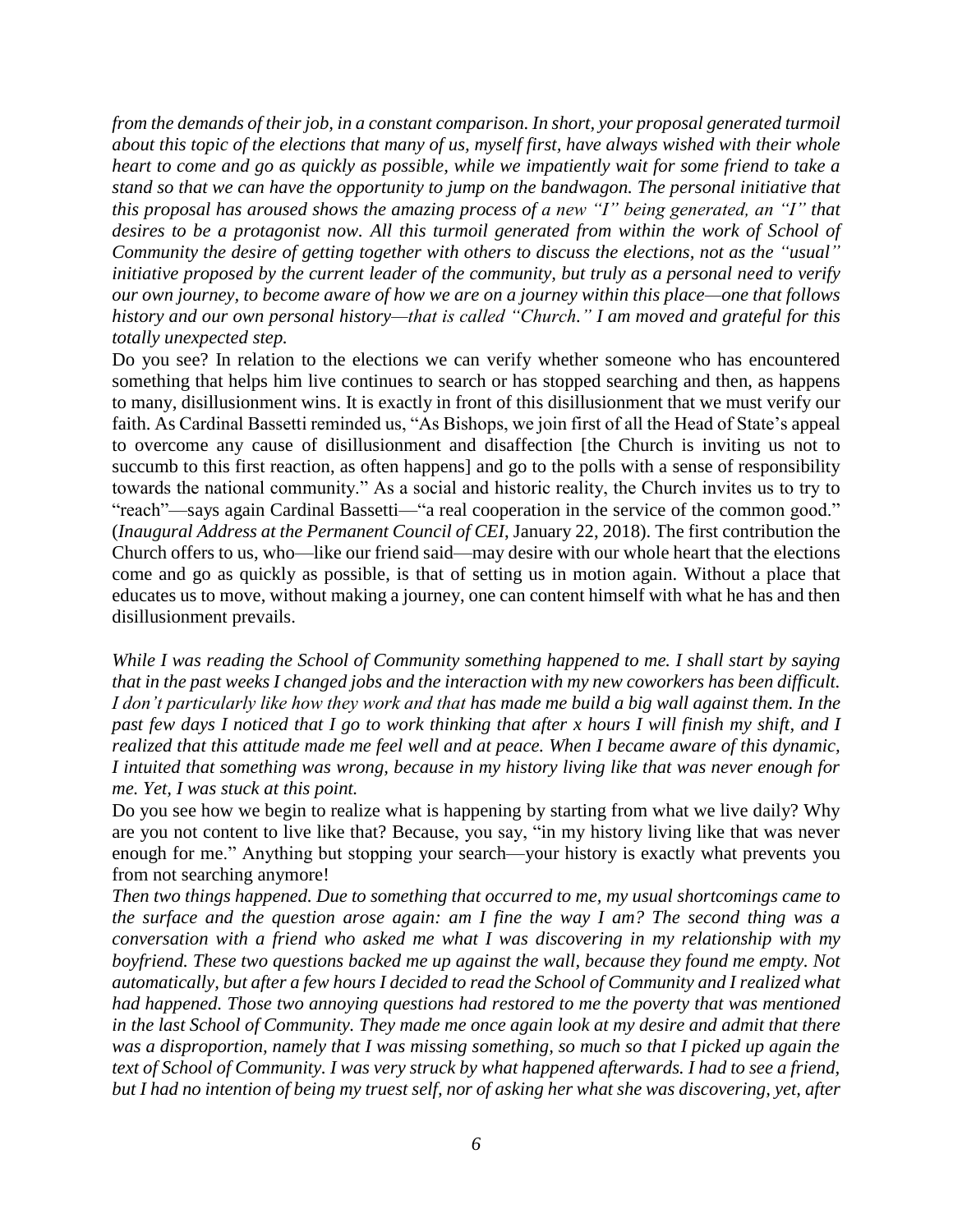*from the demands of their job, in a constant comparison. In short, your proposal generated turmoil about this topic of the elections that many of us, myself first, have always wished with their whole heart to come and go as quickly as possible, while we impatiently wait for some friend to take a stand so that we can have the opportunity to jump on the bandwagon. The personal initiative that this proposal has aroused shows the amazing process of a new "I" being generated, an "I" that desires to be a protagonist now. All this turmoil generated from within the work of School of Community the desire of getting together with others to discuss the elections, not as the "usual" initiative proposed by the current leader of the community, but truly as a personal need to verify our own journey, to become aware of how we are on a journey within this place—one that follows history and our own personal history—that is called "Church." I am moved and grateful for this totally unexpected step.*

Do you see? In relation to the elections we can verify whether someone who has encountered something that helps him live continues to search or has stopped searching and then, as happens to many, disillusionment wins. It is exactly in front of this disillusionment that we must verify our faith. As Cardinal Bassetti reminded us, "As Bishops, we join first of all the Head of State's appeal to overcome any cause of disillusionment and disaffection [the Church is inviting us not to succumb to this first reaction, as often happens] and go to the polls with a sense of responsibility towards the national community." As a social and historic reality, the Church invites us to try to "reach"—says again Cardinal Bassetti—"a real cooperation in the service of the common good." (*Inaugural Address at the Permanent Council of CEI*, January 22, 2018). The first contribution the Church offers to us, who—like our friend said—may desire with our whole heart that the elections come and go as quickly as possible, is that of setting us in motion again. Without a place that educates us to move, without making a journey, one can content himself with what he has and then disillusionment prevails.

*While I was reading the School of Community something happened to me. I shall start by saying that in the past weeks I changed jobs and the interaction with my new coworkers has been difficult. I don't particularly like how they work and that has made me build a big wall against them. In the past few days I noticed that I go to work thinking that after x hours I will finish my shift, and I realized that this attitude made me feel well and at peace. When I became aware of this dynamic, I intuited that something was wrong, because in my history living like that was never enough for me. Yet, I was stuck at this point.*

Do you see how we begin to realize what is happening by starting from what we live daily? Why are you not content to live like that? Because, you say, "in my history living like that was never enough for me." Anything but stopping your search—your history is exactly what prevents you from not searching anymore!

*Then two things happened. Due to something that occurred to me, my usual shortcomings came to the surface and the question arose again: am I fine the way I am? The second thing was a conversation with a friend who asked me what I was discovering in my relationship with my boyfriend. These two questions backed me up against the wall, because they found me empty. Not automatically, but after a few hours I decided to read the School of Community and I realized what had happened. Those two annoying questions had restored to me the poverty that was mentioned in the last School of Community. They made me once again look at my desire and admit that there was a disproportion, namely that I was missing something, so much so that I picked up again the text of School of Community. I was very struck by what happened afterwards. I had to see a friend, but I had no intention of being my truest self, nor of asking her what she was discovering, yet, after*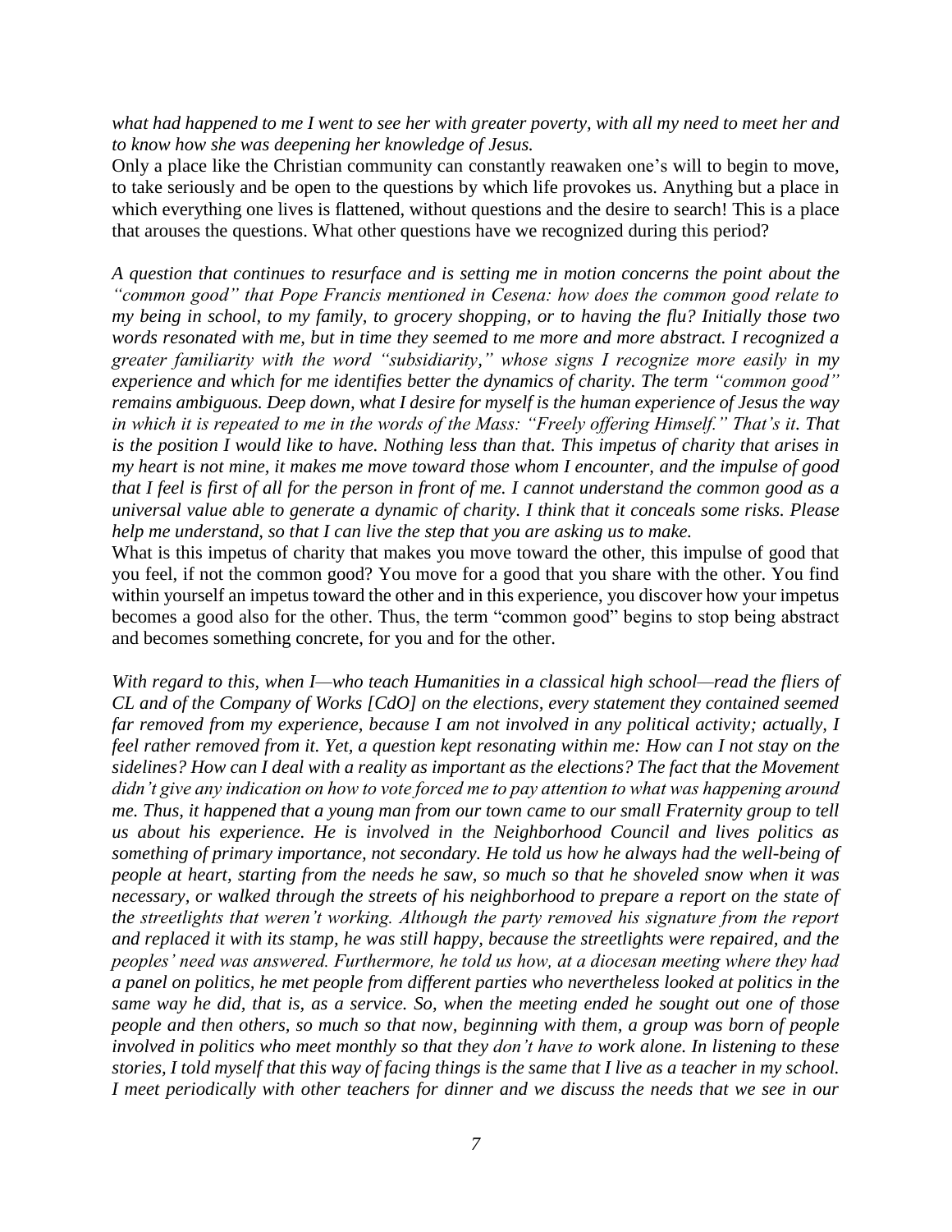*what had happened to me I went to see her with greater poverty, with all my need to meet her and to know how she was deepening her knowledge of Jesus.*

Only a place like the Christian community can constantly reawaken one's will to begin to move, to take seriously and be open to the questions by which life provokes us. Anything but a place in which everything one lives is flattened, without questions and the desire to search! This is a place that arouses the questions. What other questions have we recognized during this period?

*A question that continues to resurface and is setting me in motion concerns the point about the "common good" that Pope Francis mentioned in Cesena: how does the common good relate to my being in school, to my family, to grocery shopping, or to having the flu? Initially those two words resonated with me, but in time they seemed to me more and more abstract. I recognized a greater familiarity with the word "subsidiarity," whose signs I recognize more easily in my experience and which for me identifies better the dynamics of charity. The term "common good" remains ambiguous. Deep down, what I desire for myself is the human experience of Jesus the way in which it is repeated to me in the words of the Mass: "Freely offering Himself." That's it. That is the position I would like to have. Nothing less than that. This impetus of charity that arises in my heart is not mine, it makes me move toward those whom I encounter, and the impulse of good that I feel is first of all for the person in front of me. I cannot understand the common good as a universal value able to generate a dynamic of charity. I think that it conceals some risks. Please help me understand, so that I can live the step that you are asking us to make.*

What is this impetus of charity that makes you move toward the other, this impulse of good that you feel, if not the common good? You move for a good that you share with the other. You find within yourself an impetus toward the other and in this experience, you discover how your impetus becomes a good also for the other. Thus, the term "common good" begins to stop being abstract and becomes something concrete, for you and for the other.

*With regard to this, when I—who teach Humanities in a classical high school—read the fliers of CL and of the Company of Works [CdO] on the elections, every statement they contained seemed far removed from my experience, because I am not involved in any political activity; actually, I feel rather removed from it. Yet, a question kept resonating within me: How can I not stay on the sidelines? How can I deal with a reality as important as the elections? The fact that the Movement didn't give any indication on how to vote forced me to pay attention to what was happening around me. Thus, it happened that a young man from our town came to our small Fraternity group to tell us about his experience. He is involved in the Neighborhood Council and lives politics as something of primary importance, not secondary. He told us how he always had the well-being of people at heart, starting from the needs he saw, so much so that he shoveled snow when it was necessary, or walked through the streets of his neighborhood to prepare a report on the state of the streetlights that weren't working. Although the party removed his signature from the report and replaced it with its stamp, he was still happy, because the streetlights were repaired, and the peoples' need was answered. Furthermore, he told us how, at a diocesan meeting where they had a panel on politics, he met people from different parties who nevertheless looked at politics in the same way he did, that is, as a service. So, when the meeting ended he sought out one of those people and then others, so much so that now, beginning with them, a group was born of people involved in politics who meet monthly so that they don't have to work alone. In listening to these stories, I told myself that this way of facing things is the same that I live as a teacher in my school. I meet periodically with other teachers for dinner and we discuss the needs that we see in our*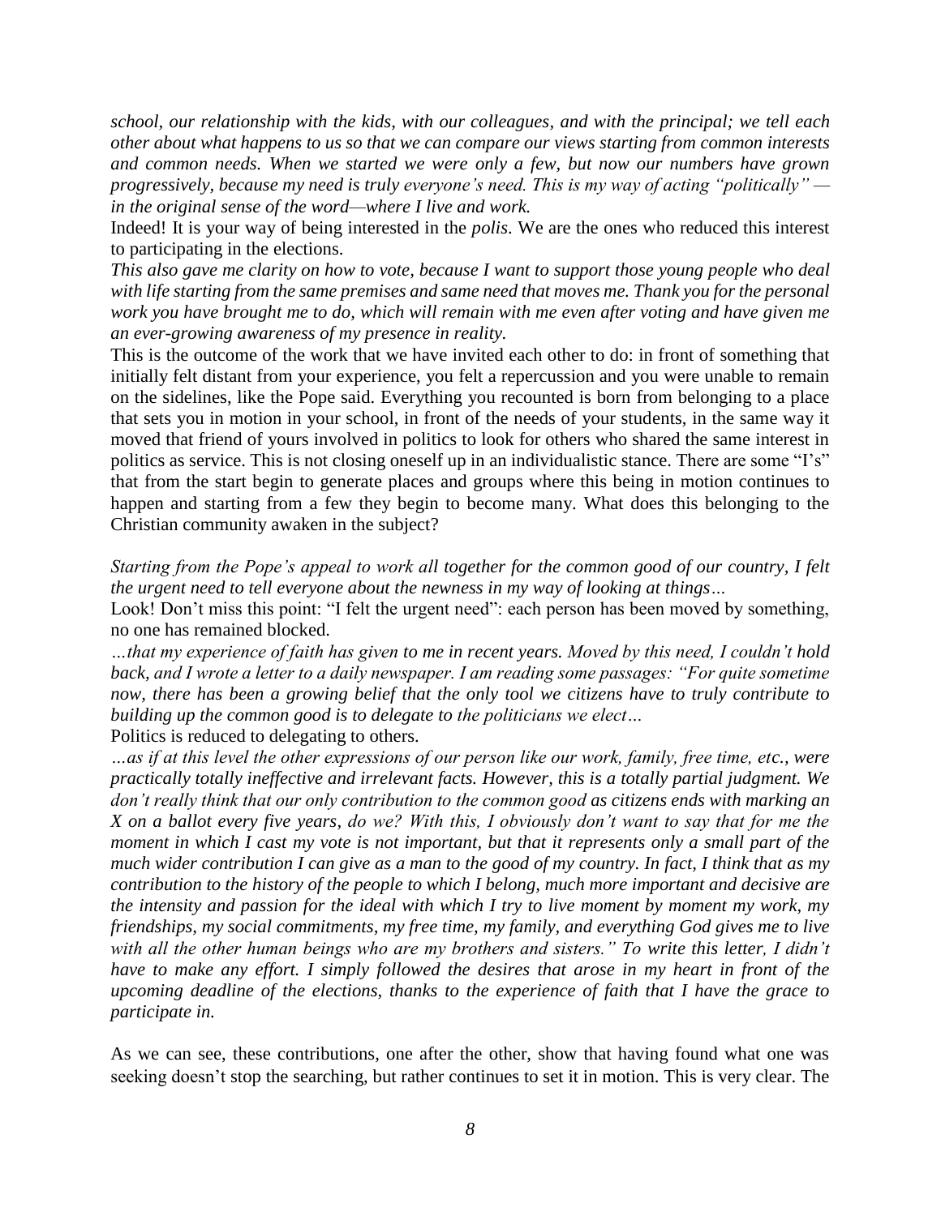*school, our relationship with the kids, with our colleagues, and with the principal; we tell each other about what happens to us so that we can compare our views starting from common interests and common needs. When we started we were only a few, but now our numbers have grown progressively, because my need is truly everyone's need. This is my way of acting "politically" — in the original sense of the word—where I live and work.*

Indeed! It is your way of being interested in the *polis*. We are the ones who reduced this interest to participating in the elections.

*This also gave me clarity on how to vote, because I want to support those young people who deal with life starting from the same premises and same need that moves me. Thank you for the personal work you have brought me to do, which will remain with me even after voting and have given me an ever-growing awareness of my presence in reality.*

This is the outcome of the work that we have invited each other to do: in front of something that initially felt distant from your experience, you felt a repercussion and you were unable to remain on the sidelines, like the Pope said. Everything you recounted is born from belonging to a place that sets you in motion in your school, in front of the needs of your students, in the same way it moved that friend of yours involved in politics to look for others who shared the same interest in politics as service. This is not closing oneself up in an individualistic stance. There are some "I's" that from the start begin to generate places and groups where this being in motion continues to happen and starting from a few they begin to become many. What does this belonging to the Christian community awaken in the subject?

*Starting from the Pope's appeal to work all together for the common good of our country, I felt the urgent need to tell everyone about the newness in my way of looking at things…*

Look! Don't miss this point: "I felt the urgent need": each person has been moved by something, no one has remained blocked.

*…that my experience of faith has given to me in recent years. Moved by this need, I couldn't hold back, and I wrote a letter to a daily newspaper. I am reading some passages: "For quite sometime now, there has been a growing belief that the only tool we citizens have to truly contribute to building up the common good is to delegate to the politicians we elect…*

Politics is reduced to delegating to others.

*…as if at this level the other expressions of our person like our work, family, free time, etc., were practically totally ineffective and irrelevant facts. However, this is a totally partial judgment. We don't really think that our only contribution to the common good as citizens ends with marking an X on a ballot every five years, do we? With this, I obviously don't want to say that for me the moment in which I cast my vote is not important, but that it represents only a small part of the much wider contribution I can give as a man to the good of my country. In fact, I think that as my contribution to the history of the people to which I belong, much more important and decisive are the intensity and passion for the ideal with which I try to live moment by moment my work, my friendships, my social commitments, my free time, my family, and everything God gives me to live with all the other human beings who are my brothers and sisters." To write this letter, I didn't have to make any effort. I simply followed the desires that arose in my heart in front of the upcoming deadline of the elections, thanks to the experience of faith that I have the grace to participate in.*

As we can see, these contributions, one after the other, show that having found what one was seeking doesn't stop the searching, but rather continues to set it in motion. This is very clear. The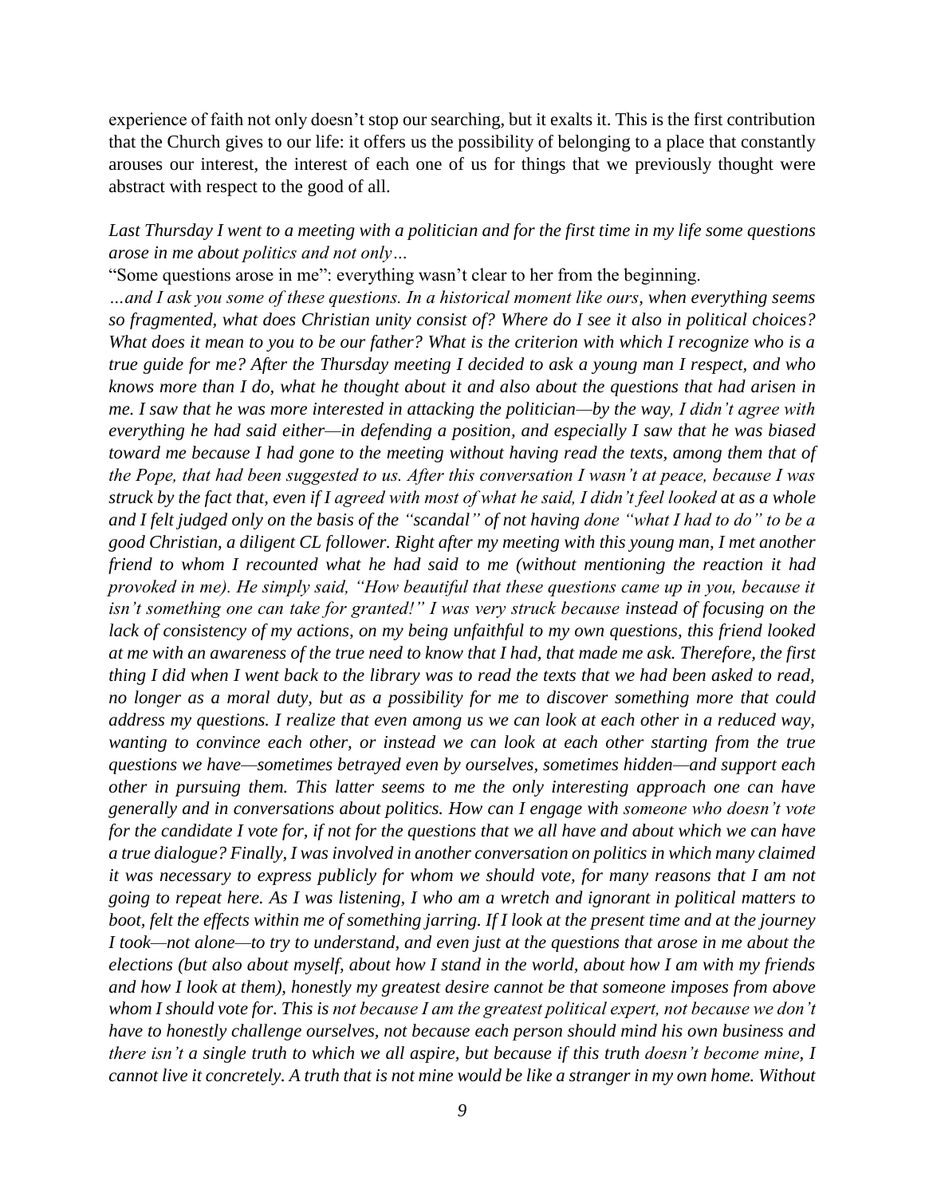experience of faith not only doesn't stop our searching, but it exalts it. This is the first contribution that the Church gives to our life: it offers us the possibility of belonging to a place that constantly arouses our interest, the interest of each one of us for things that we previously thought were abstract with respect to the good of all.

*Last Thursday I went to a meeting with a politician and for the first time in my life some questions arose in me about politics and not only…*

"Some questions arose in me": everything wasn't clear to her from the beginning.

*…and I ask you some of these questions. In a historical moment like ours, when everything seems so fragmented, what does Christian unity consist of? Where do I see it also in political choices? What does it mean to you to be our father? What is the criterion with which I recognize who is a true guide for me? After the Thursday meeting I decided to ask a young man I respect, and who knows more than I do, what he thought about it and also about the questions that had arisen in me. I saw that he was more interested in attacking the politician—by the way, I didn't agree with everything he had said either—in defending a position, and especially I saw that he was biased toward me because I had gone to the meeting without having read the texts, among them that of the Pope, that had been suggested to us. After this conversation I wasn't at peace, because I was struck by the fact that, even if I agreed with most of what he said, I didn't feel looked at as a whole and I felt judged only on the basis of the "scandal" of not having done "what I had to do" to be a good Christian, a diligent CL follower. Right after my meeting with this young man, I met another friend to whom I recounted what he had said to me (without mentioning the reaction it had provoked in me). He simply said, "How beautiful that these questions came up in you, because it isn't something one can take for granted!" I was very struck because instead of focusing on the lack of consistency of my actions, on my being unfaithful to my own questions, this friend looked at me with an awareness of the true need to know that I had, that made me ask. Therefore, the first thing I did when I went back to the library was to read the texts that we had been asked to read, no longer as a moral duty, but as a possibility for me to discover something more that could address my questions. I realize that even among us we can look at each other in a reduced way, wanting to convince each other, or instead we can look at each other starting from the true questions we have—sometimes betrayed even by ourselves, sometimes hidden—and support each other in pursuing them. This latter seems to me the only interesting approach one can have generally and in conversations about politics. How can I engage with someone who doesn't vote for the candidate I vote for, if not for the questions that we all have and about which we can have a true dialogue? Finally, I was involved in another conversation on politics in which many claimed it was necessary to express publicly for whom we should vote, for many reasons that I am not going to repeat here. As I was listening, I who am a wretch and ignorant in political matters to boot, felt the effects within me of something jarring. If I look at the present time and at the journey I took—not alone—to try to understand, and even just at the questions that arose in me about the elections (but also about myself, about how I stand in the world, about how I am with my friends and how I look at them), honestly my greatest desire cannot be that someone imposes from above whom I should vote for. This is not because I am the greatest political expert, not because we don't have to honestly challenge ourselves, not because each person should mind his own business and there isn't a single truth to which we all aspire, but because if this truth doesn't become mine, I cannot live it concretely. A truth that is not mine would be like a stranger in my own home. Without*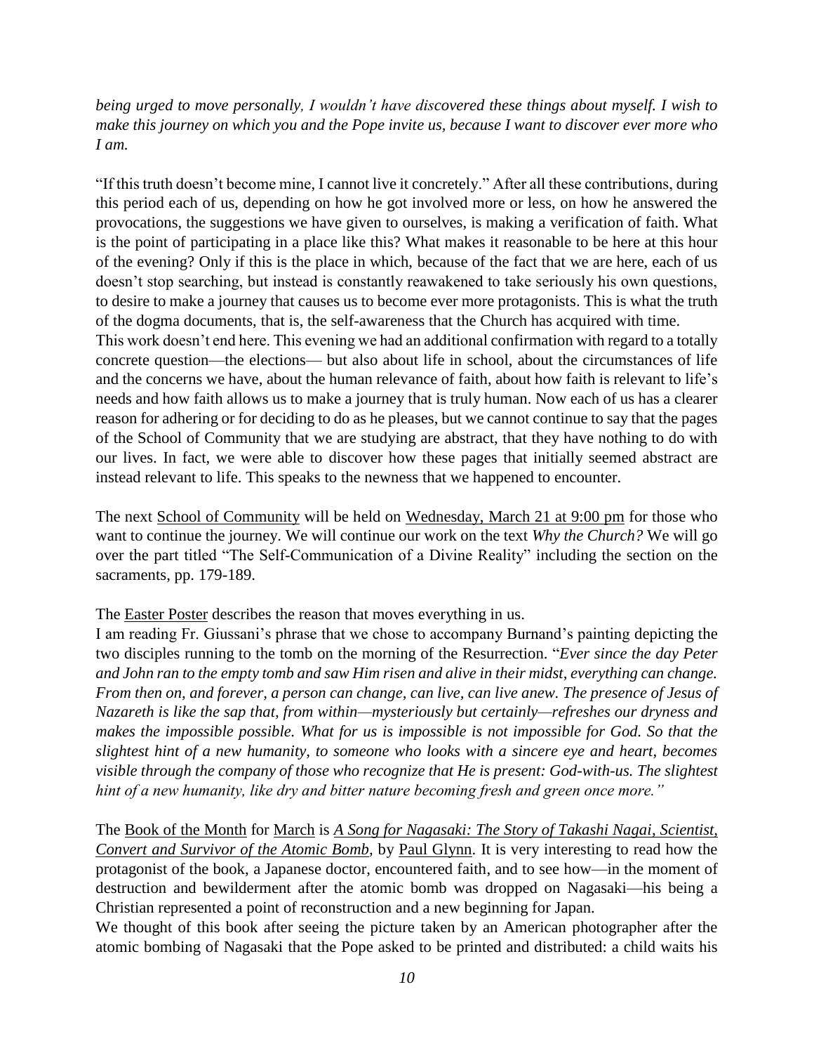*being urged to move personally, I wouldn't have discovered these things about myself. I wish to make this journey on which you and the Pope invite us, because I want to discover ever more who I am.*

"If this truth doesn't become mine, I cannot live it concretely." After all these contributions, during this period each of us, depending on how he got involved more or less, on how he answered the provocations, the suggestions we have given to ourselves, is making a verification of faith. What is the point of participating in a place like this? What makes it reasonable to be here at this hour of the evening? Only if this is the place in which, because of the fact that we are here, each of us doesn't stop searching, but instead is constantly reawakened to take seriously his own questions, to desire to make a journey that causes us to become ever more protagonists. This is what the truth of the dogma documents, that is, the self-awareness that the Church has acquired with time.
This work doesn't end here. This evening we had an additional confirmation with regard to a totally concrete question—the elections— but also about life in school, about the circumstances of life and the concerns we have, about the human relevance of faith, about how faith is relevant to life's needs and how faith allows us to make a journey that is truly human. Now each of us has a clearer reason for adhering or for deciding to do as he pleases, but we cannot continue to say that the pages of the School of Community that we are studying are abstract, that they have nothing to do with our lives. In fact, we were able to discover how these pages that initially seemed abstract are instead relevant to life. This speaks to the newness that we happened to encounter.

The next School of Community will be held on Wednesday, March 21 at 9:00 pm for those who want to continue the journey. We will continue our work on the text *Why the Church?* We will go over the part titled "The Self-Communication of a Divine Reality" including the section on the sacraments, pp. 179-189.

The Easter Poster describes the reason that moves everything in us.
I am reading Fr. Giussani's phrase that we chose to accompany Burnand's painting depicting the two disciples running to the tomb on the morning of the Resurrection. "*Ever since the day Peter and John ran to the empty tomb and saw Him risen and alive in their midst, everything can change. From then on, and forever, a person can change, can live, can live anew. The presence of Jesus of Nazareth is like the sap that, from within—mysteriously but certainly—refreshes our dryness and makes the impossible possible. What for us is impossible is not impossible for God. So that the slightest hint of a new humanity, to someone who looks with a sincere eye and heart, becomes visible through the company of those who recognize that He is present: God-with-us. The slightest hint of a new humanity, like dry and bitter nature becoming fresh and green once more.*"

The Book of the Month for March is *A Song for Nagasaki: The Story of Takashi Nagai, Scientist, Convert and Survivor of the Atomic Bomb*, by Paul Glynn. It is very interesting to read how the protagonist of the book, a Japanese doctor, encountered faith, and to see how—in the moment of destruction and bewilderment after the atomic bomb was dropped on Nagasaki—his being a Christian represented a point of reconstruction and a new beginning for Japan.
We thought of this book after seeing the picture taken by an American photographer after the atomic bombing of Nagasaki that the Pope asked to be printed and distributed: a child waits his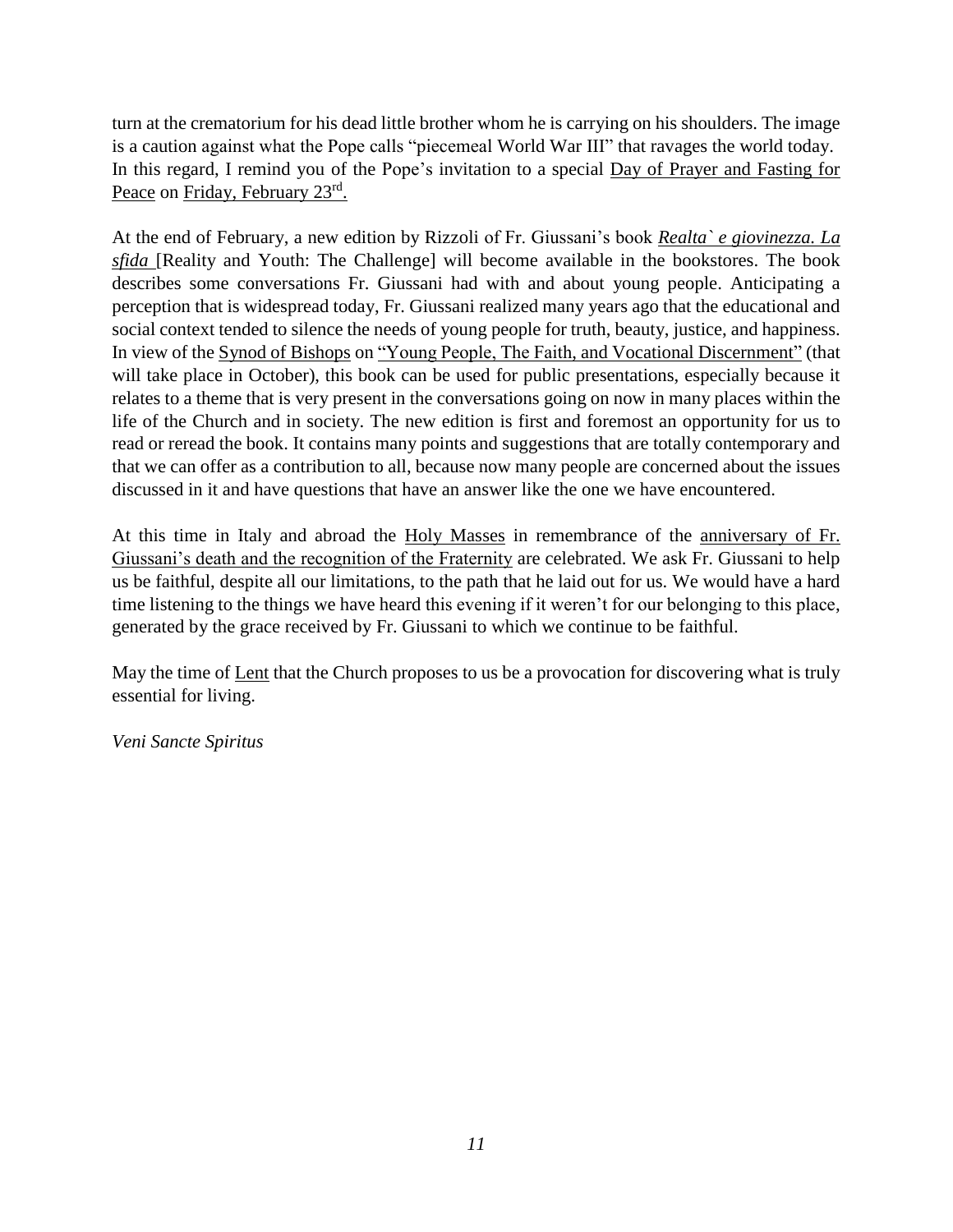turn at the crematorium for his dead little brother whom he is carrying on his shoulders. The image is a caution against what the Pope calls "piecemeal World War III" that ravages the world today. In this regard, I remind you of the Pope's invitation to a special Day of Prayer and Fasting for Peace on Friday, February 23rd.

At the end of February, a new edition by Rizzoli of Fr. Giussani's book *Realta` e giovinezza. La sfida* [Reality and Youth: The Challenge] will become available in the bookstores. The book describes some conversations Fr. Giussani had with and about young people. Anticipating a perception that is widespread today, Fr. Giussani realized many years ago that the educational and social context tended to silence the needs of young people for truth, beauty, justice, and happiness. In view of the Synod of Bishops on "Young People, The Faith, and Vocational Discernment" (that will take place in October), this book can be used for public presentations, especially because it relates to a theme that is very present in the conversations going on now in many places within the life of the Church and in society. The new edition is first and foremost an opportunity for us to read or reread the book. It contains many points and suggestions that are totally contemporary and that we can offer as a contribution to all, because now many people are concerned about the issues discussed in it and have questions that have an answer like the one we have encountered.

At this time in Italy and abroad the Holy Masses in remembrance of the anniversary of Fr. Giussani's death and the recognition of the Fraternity are celebrated. We ask Fr. Giussani to help us be faithful, despite all our limitations, to the path that he laid out for us. We would have a hard time listening to the things we have heard this evening if it weren't for our belonging to this place, generated by the grace received by Fr. Giussani to which we continue to be faithful.

May the time of Lent that the Church proposes to us be a provocation for discovering what is truly essential for living.

*Veni Sancte Spiritus*